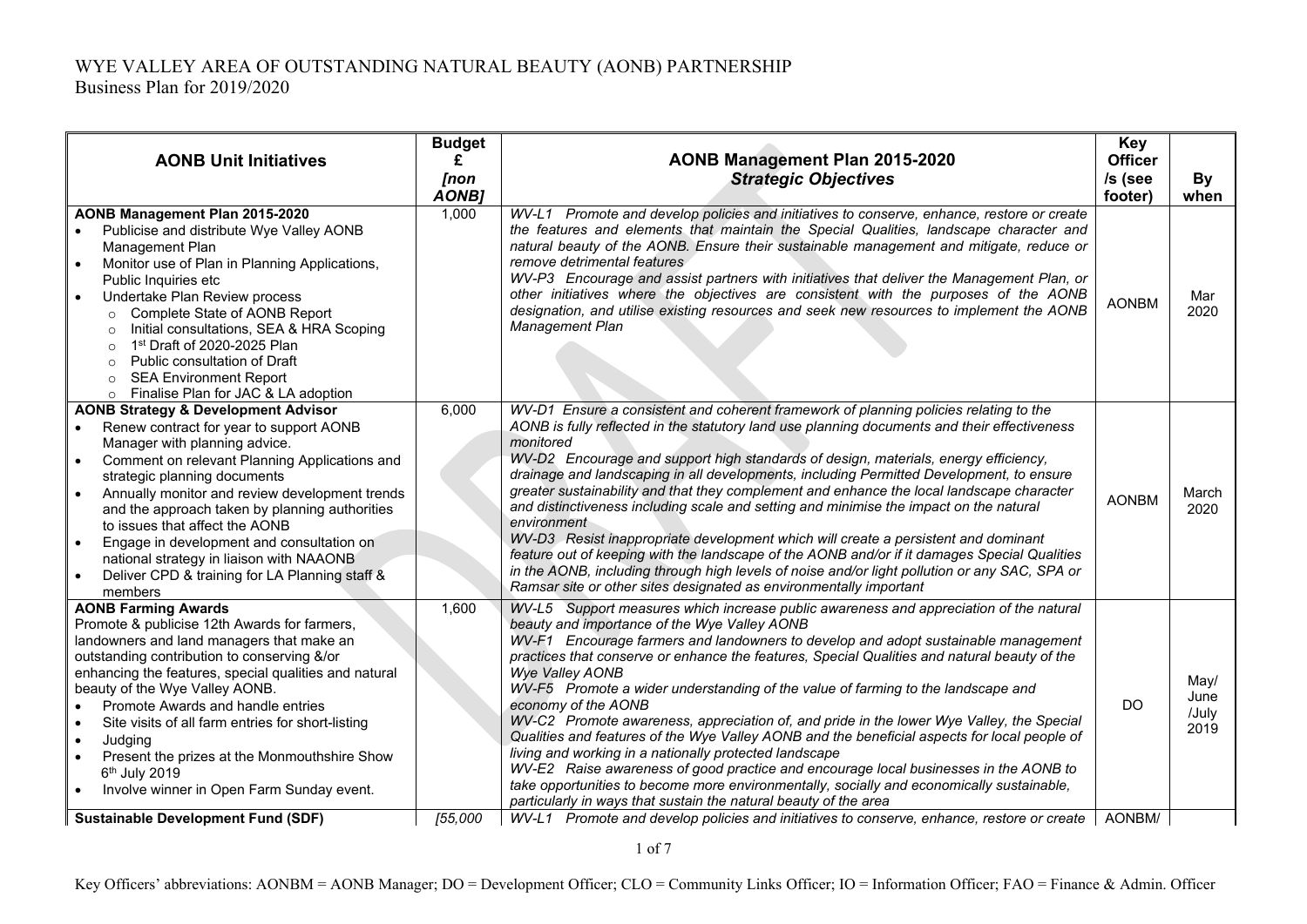# WYE VALLEY AREA OF OUTSTANDING NATURAL BEAUTY (AONB) PARTNERSHIP

Business Plan for 2019/2020

| AONB Unit Initiatives | Budget £ *[non AONB]* | AONB Management Plan 2015-2020 ***Strategic Objectives*** | Key Officer /s (see footer) | By when |
|---|---|---|---|---|
| **AONB Management Plan 2015-2020**<br>• Publicise and distribute Wye Valley AONB Management Plan<br>• Monitor use of Plan in Planning Applications, Public Inquiries etc<br>• Undertake Plan Review process<br>  ○ Complete State of AONB Report<br>  ○ Initial consultations, SEA & HRA Scoping<br>  ○ 1st Draft of 2020-2025 Plan<br>  ○ Public consultation of Draft<br>  ○ SEA Environment Report<br>  ○ Finalise Plan for JAC & LA adoption | 1,000 | *WV-L1 Promote and develop policies and initiatives to conserve, enhance, restore or create the features and elements that maintain the Special Qualities, landscape character and natural beauty of the AONB. Ensure their sustainable management and mitigate, reduce or remove detrimental features*<br>*WV-P3 Encourage and assist partners with initiatives that deliver the Management Plan, or other initiatives where the objectives are consistent with the purposes of the AONB designation, and utilise existing resources and seek new resources to implement the AONB Management Plan* | AONBM | Mar 2020 |
| **AONB Strategy & Development Advisor**<br>• Renew contract for year to support AONB Manager with planning advice.<br>• Comment on relevant Planning Applications and strategic planning documents<br>• Annually monitor and review development trends and the approach taken by planning authorities to issues that affect the AONB<br>• Engage in development and consultation on national strategy in liaison with NAAONB<br>• Deliver CPD & training for LA Planning staff & members | 6,000 | *WV-D1 Ensure a consistent and coherent framework of planning policies relating to the AONB is fully reflected in the statutory land use planning documents and their effectiveness monitored*<br>*WV-D2 Encourage and support high standards of design, materials, energy efficiency, drainage and landscaping in all developments, including Permitted Development, to ensure greater sustainability and that they complement and enhance the local landscape character and distinctiveness including scale and setting and minimise the impact on the natural environment*<br>*WV-D3 Resist inappropriate development which will create a persistent and dominant feature out of keeping with the landscape of the AONB and/or if it damages Special Qualities in the AONB, including through high levels of noise and/or light pollution or any SAC, SPA or Ramsar site or other sites designated as environmentally important* | AONBM | March 2020 |
| **AONB Farming Awards**<br>Promote & publicise 12th Awards for farmers, landowners and land managers that make an outstanding contribution to conserving &/or enhancing the features, special qualities and natural beauty of the Wye Valley AONB.<br>• Promote Awards and handle entries<br>• Site visits of all farm entries for short-listing<br>• Judging<br>• Present the prizes at the Monmouthshire Show 6th July 2019<br>• Involve winner in Open Farm Sunday event. | 1,600 | *WV-L5 Support measures which increase public awareness and appreciation of the natural beauty and importance of the Wye Valley AONB*<br>*WV-F1 Encourage farmers and landowners to develop and adopt sustainable management practices that conserve or enhance the features, Special Qualities and natural beauty of the Wye Valley AONB*<br>*WV-F5 Promote a wider understanding of the value of farming to the landscape and economy of the AONB*<br>*WV-C2 Promote awareness, appreciation of, and pride in the lower Wye Valley, the Special Qualities and features of the Wye Valley AONB and the beneficial aspects for local people of living and working in a nationally protected landscape*<br>*WV-E2 Raise awareness of good practice and encourage local businesses in the AONB to take opportunities to become more environmentally, socially and economically sustainable, particularly in ways that sustain the natural beauty of the area* | DO | May/ June /July 2019 |
| **Sustainable Development Fund (SDF)** | *[55,000* | *WV-L1 Promote and develop policies and initiatives to conserve, enhance, restore or create* | AONBM/ | |

Key Officers' abbreviations: AONBM = AONB Manager; DO = Development Officer; CLO = Community Links Officer; IO = Information Officer; FAO = Finance & Admin. Officer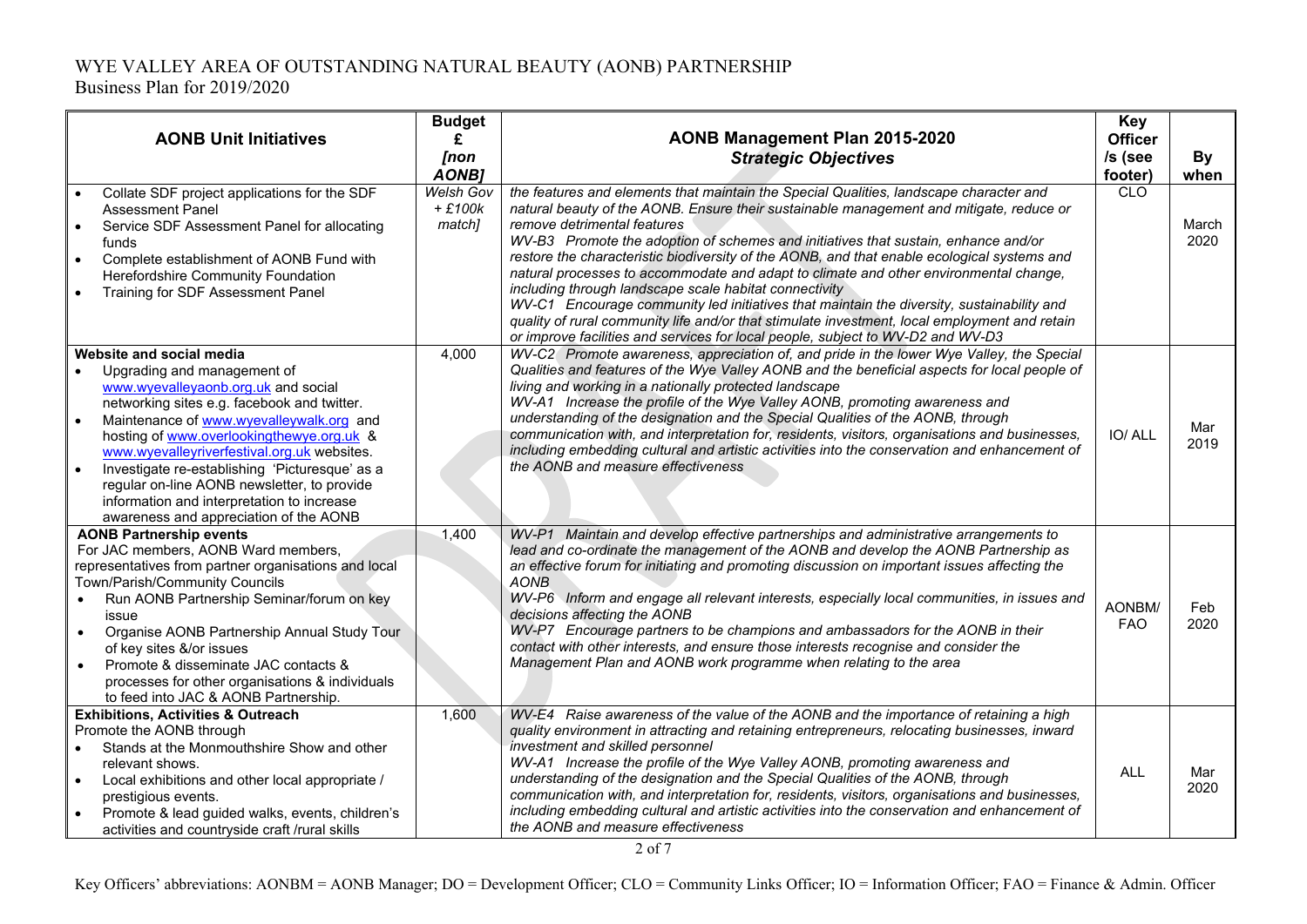# WYE VALLEY AREA OF OUTSTANDING NATURAL BEAUTY (AONB) PARTNERSHIP

Business Plan for 2019/2020

| AONB Unit Initiatives | Budget £ *[non AONB]* | AONB Management Plan 2015-2020 ***Strategic Objectives*** | Key Officer /s (see footer) | By when |
|---|---|---|---|---|
| • Collate SDF project applications for the SDF Assessment Panel<br>• Service SDF Assessment Panel for allocating funds<br>• Complete establishment of AONB Fund with Herefordshire Community Foundation<br>• Training for SDF Assessment Panel | *Welsh Gov + £100k match]* | *the features and elements that maintain the Special Qualities, landscape character and natural beauty of the AONB. Ensure their sustainable management and mitigate, reduce or remove detrimental features*<br>*WV-B3 Promote the adoption of schemes and initiatives that sustain, enhance and/or restore the characteristic biodiversity of the AONB, and that enable ecological systems and natural processes to accommodate and adapt to climate and other environmental change, including through landscape scale habitat connectivity*<br>*WV-C1 Encourage community led initiatives that maintain the diversity, sustainability and quality of rural community life and/or that stimulate investment, local employment and retain or improve facilities and services for local people, subject to WV-D2 and WV-D3* | CLO | March 2020 |
| **Website and social media**<br>• Upgrading and management of www.wyevalleyaonb.org.uk and social networking sites e.g. facebook and twitter.<br>• Maintenance of www.wyevalleywalk.org and hosting of www.overlookingthewye.org.uk & www.wyevalleyriverfestival.org.uk websites.<br>• Investigate re-establishing 'Picturesque' as a regular on-line AONB newsletter, to provide information and interpretation to increase awareness and appreciation of the AONB | 4,000 | *WV-C2 Promote awareness, appreciation of, and pride in the lower Wye Valley, the Special Qualities and features of the Wye Valley AONB and the beneficial aspects for local people of living and working in a nationally protected landscape*<br>*WV-A1 Increase the profile of the Wye Valley AONB, promoting awareness and understanding of the designation and the Special Qualities of the AONB, through communication with, and interpretation for, residents, visitors, organisations and businesses, including embedding cultural and artistic activities into the conservation and enhancement of the AONB and measure effectiveness* | IO/ ALL | Mar 2019 |
| **AONB Partnership events**<br>For JAC members, AONB Ward members, representatives from partner organisations and local Town/Parish/Community Councils<br>• Run AONB Partnership Seminar/forum on key issue<br>• Organise AONB Partnership Annual Study Tour of key sites &/or issues<br>• Promote & disseminate JAC contacts & processes for other organisations & individuals to feed into JAC & AONB Partnership. | 1,400 | *WV-P1 Maintain and develop effective partnerships and administrative arrangements to lead and co-ordinate the management of the AONB and develop the AONB Partnership as an effective forum for initiating and promoting discussion on important issues affecting the AONB*<br>*WV-P6 Inform and engage all relevant interests, especially local communities, in issues and decisions affecting the AONB*<br>*WV-P7 Encourage partners to be champions and ambassadors for the AONB in their contact with other interests, and ensure those interests recognise and consider the Management Plan and AONB work programme when relating to the area* | AONBM/ FAO | Feb 2020 |
| **Exhibitions, Activities & Outreach**<br>Promote the AONB through<br>• Stands at the Monmouthshire Show and other relevant shows.<br>• Local exhibitions and other local appropriate / prestigious events.<br>• Promote & lead guided walks, events, children's activities and countryside craft /rural skills | 1,600 | *WV-E4 Raise awareness of the value of the AONB and the importance of retaining a high quality environment in attracting and retaining entrepreneurs, relocating businesses, inward investment and skilled personnel*<br>*WV-A1 Increase the profile of the Wye Valley AONB, promoting awareness and understanding of the designation and the Special Qualities of the AONB, through communication with, and interpretation for, residents, visitors, organisations and businesses, including embedding cultural and artistic activities into the conservation and enhancement of the AONB and measure effectiveness* | ALL | Mar 2020 |

Key Officers' abbreviations: AONBM = AONB Manager; DO = Development Officer; CLO = Community Links Officer; IO = Information Officer; FAO = Finance & Admin. Officer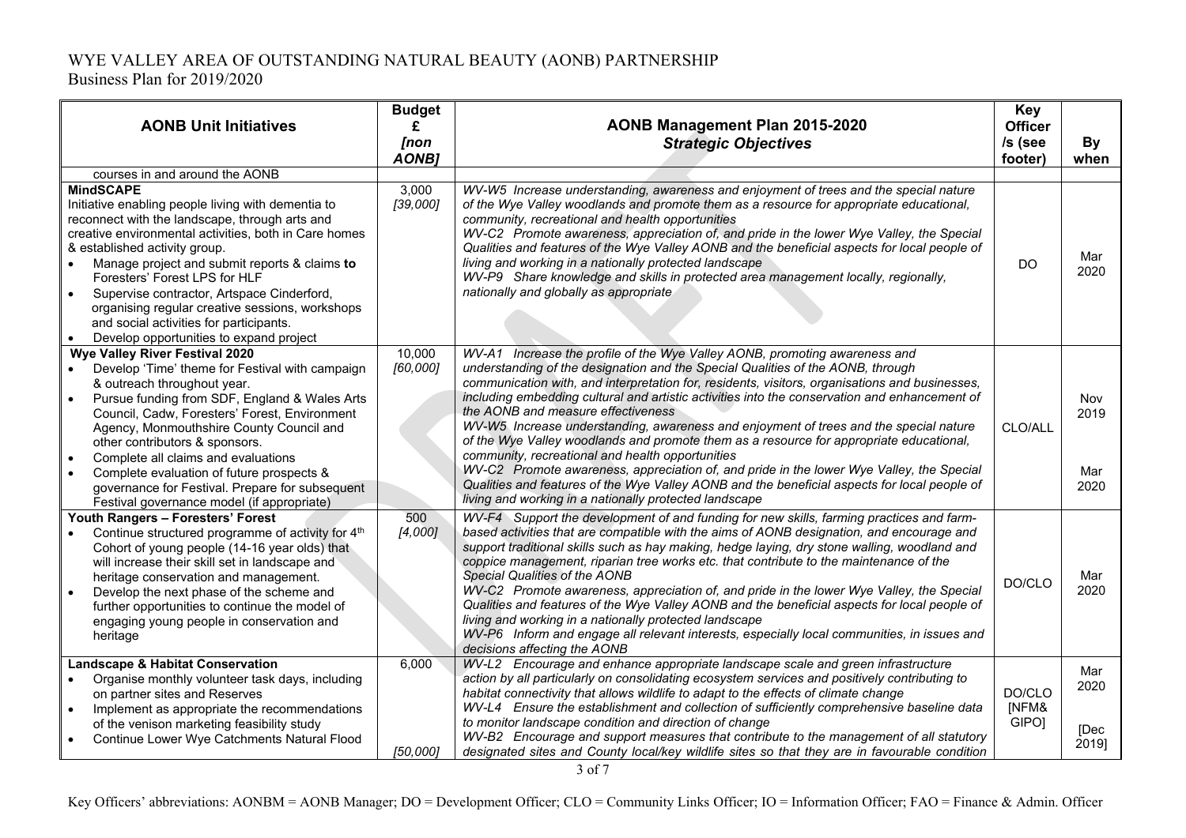# WYE VALLEY AREA OF OUTSTANDING NATURAL BEAUTY (AONB) PARTNERSHIP
Business Plan for 2019/2020

| AONB Unit Initiatives | Budget £ *[non AONB]* | AONB Management Plan 2015-2020 *Strategic Objectives* | Key Officer /s (see footer) | By when |
|---|---|---|---|---|
| courses in and around the AONB | | | | |
| **MindSCAPE**<br>Initiative enabling people living with dementia to reconnect with the landscape, through arts and creative environmental activities, both in Care homes & established activity group.<br>• Manage project and submit reports & claims **to** Foresters' Forest LPS for HLF<br>• Supervise contractor, Artspace Cinderford, organising regular creative sessions, workshops and social activities for participants.<br>• Develop opportunities to expand project | 3,000<br>*[39,000]* | *WV-W5 Increase understanding, awareness and enjoyment of trees and the special nature of the Wye Valley woodlands and promote them as a resource for appropriate educational, community, recreational and health opportunities*<br>*WV-C2 Promote awareness, appreciation of, and pride in the lower Wye Valley, the Special Qualities and features of the Wye Valley AONB and the beneficial aspects for local people of living and working in a nationally protected landscape*<br>*WV-P9 Share knowledge and skills in protected area management locally, regionally, nationally and globally as appropriate* | DO | Mar 2020 |
| **Wye Valley River Festival 2020**<br>• Develop 'Time' theme for Festival with campaign & outreach throughout year.<br>• Pursue funding from SDF, England & Wales Arts Council, Cadw, Foresters' Forest, Environment Agency, Monmouthshire County Council and other contributors & sponsors.<br>• Complete all claims and evaluations<br>• Complete evaluation of future prospects & governance for Festival. Prepare for subsequent Festival governance model (if appropriate) | 10,000<br>*[60,000]* | *WV-A1 Increase the profile of the Wye Valley AONB, promoting awareness and understanding of the designation and the Special Qualities of the AONB, through communication with, and interpretation for, residents, visitors, organisations and businesses, including embedding cultural and artistic activities into the conservation and enhancement of the AONB and measure effectiveness*<br>*WV-W5 Increase understanding, awareness and enjoyment of trees and the special nature of the Wye Valley woodlands and promote them as a resource for appropriate educational, community, recreational and health opportunities*<br>*WV-C2 Promote awareness, appreciation of, and pride in the lower Wye Valley, the Special Qualities and features of the Wye Valley AONB and the beneficial aspects for local people of living and working in a nationally protected landscape* | CLO/ALL | Nov 2019<br><br>Mar 2020 |
| **Youth Rangers – Foresters' Forest**<br>• Continue structured programme of activity for 4th Cohort of young people (14-16 year olds) that will increase their skill set in landscape and heritage conservation and management.<br>• Develop the next phase of the scheme and further opportunities to continue the model of engaging young people in conservation and heritage | 500<br>*[4,000]* | *WV-F4 Support the development of and funding for new skills, farming practices and farm-based activities that are compatible with the aims of AONB designation, and encourage and support traditional skills such as hay making, hedge laying, dry stone walling, woodland and coppice management, riparian tree works etc. that contribute to the maintenance of the Special Qualities of the AONB*<br>*WV-C2 Promote awareness, appreciation of, and pride in the lower Wye Valley, the Special Qualities and features of the Wye Valley AONB and the beneficial aspects for local people of living and working in a nationally protected landscape*<br>*WV-P6 Inform and engage all relevant interests, especially local communities, in issues and decisions affecting the AONB* | DO/CLO | Mar 2020 |
| **Landscape & Habitat Conservation**<br>• Organise monthly volunteer task days, including on partner sites and Reserves<br>• Implement as appropriate the recommendations of the venison marketing feasibility study<br>• Continue Lower Wye Catchments Natural Flood | 6,000<br><br><br>*[50,000]* | *WV-L2 Encourage and enhance appropriate landscape scale and green infrastructure action by all particularly on consolidating ecosystem services and positively contributing to habitat connectivity that allows wildlife to adapt to the effects of climate change*<br>*WV-L4 Ensure the establishment and collection of sufficiently comprehensive baseline data to monitor landscape condition and direction of change*<br>*WV-B2 Encourage and support measures that contribute to the management of all statutory designated sites and County local/key wildlife sites so that they are in favourable condition* | DO/CLO<br>[NFM& GIPO] | Mar 2020<br><br>[Dec 2019] |

Key Officers' abbreviations: AONBM = AONB Manager; DO = Development Officer; CLO = Community Links Officer; IO = Information Officer; FAO = Finance & Admin. Officer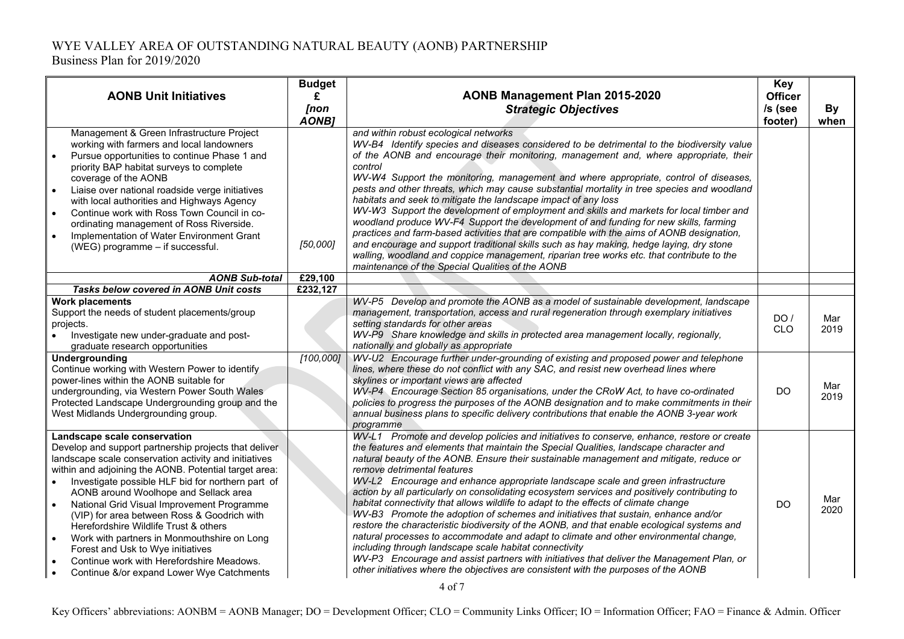# WYE VALLEY AREA OF OUTSTANDING NATURAL BEAUTY (AONB) PARTNERSHIP
Business Plan for 2019/2020

| AONB Unit Initiatives | Budget £ *[non AONB]* | AONB Management Plan 2015-2020 ***Strategic Objectives*** | Key Officer /s (see footer) | By when |
|---|---|---|---|---|
| Management & Green Infrastructure Project working with farmers and local landowners<br>• Pursue opportunities to continue Phase 1 and priority BAP habitat surveys to complete coverage of the AONB<br>• Liaise over national roadside verge initiatives with local authorities and Highways Agency<br>• Continue work with Ross Town Council in co-ordinating management of Ross Riverside.<br>• Implementation of Water Environment Grant (WEG) programme – if successful. | [50,000] | *and within robust ecological networks*<br>*WV-B4 Identify species and diseases considered to be detrimental to the biodiversity value of the AONB and encourage their monitoring, management and, where appropriate, their control*<br>*WV-W4 Support the monitoring, management and where appropriate, control of diseases, pests and other threats, which may cause substantial mortality in tree species and woodland habitats and seek to mitigate the landscape impact of any loss*<br>*WV-W3 Support the development of employment and skills and markets for local timber and woodland produce WV-F4 Support the development of and funding for new skills, farming practices and farm-based activities that are compatible with the aims of AONB designation, and encourage and support traditional skills such as hay making, hedge laying, dry stone walling, woodland and coppice management, riparian tree works etc. that contribute to the maintenance of the Special Qualities of the AONB* | | |
| ***AONB Sub-total*** | **£29,100** | | | |
| ***Tasks below covered in AONB Unit costs*** | **£232,127** | | | |
| **Work placements**<br>Support the needs of student placements/group projects.<br>• Investigate new under-graduate and post-graduate research opportunities | | *WV-P5 Develop and promote the AONB as a model of sustainable development, landscape management, transportation, access and rural regeneration through exemplary initiatives setting standards for other areas*<br>*WV-P9 Share knowledge and skills in protected area management locally, regionally, nationally and globally as appropriate* | DO / CLO | Mar 2019 |
| **Undergrounding**<br>Continue working with Western Power to identify power-lines within the AONB suitable for undergrounding, via Western Power South Wales Protected Landscape Undergrounding group and the West Midlands Undergrounding group. | [100,000] | *WV-U2 Encourage further under-grounding of existing and proposed power and telephone lines, where these do not conflict with any SAC, and resist new overhead lines where skylines or important views are affected*<br>*WV-P4 Encourage Section 85 organisations, under the CRoW Act, to have co-ordinated policies to progress the purposes of the AONB designation and to make commitments in their annual business plans to specific delivery contributions that enable the AONB 3-year work programme* | DO | Mar 2019 |
| **Landscape scale conservation**<br>Develop and support partnership projects that deliver landscape scale conservation activity and initiatives within and adjoining the AONB. Potential target area:<br>• Investigate possible HLF bid for northern part of AONB around Woolhope and Sellack area<br>• National Grid Visual Improvement Programme (VIP) for area between Ross & Goodrich with Herefordshire Wildlife Trust & others<br>• Work with partners in Monmouthshire on Long Forest and Usk to Wye initiatives<br>• Continue work with Herefordshire Meadows.<br>• Continue &/or expand Lower Wye Catchments | | *WV-L1 Promote and develop policies and initiatives to conserve, enhance, restore or create the features and elements that maintain the Special Qualities, landscape character and natural beauty of the AONB. Ensure their sustainable management and mitigate, reduce or remove detrimental features*<br>*WV-L2 Encourage and enhance appropriate landscape scale and green infrastructure action by all particularly on consolidating ecosystem services and positively contributing to habitat connectivity that allows wildlife to adapt to the effects of climate change*<br>*WV-B3 Promote the adoption of schemes and initiatives that sustain, enhance and/or restore the characteristic biodiversity of the AONB, and that enable ecological systems and natural processes to accommodate and adapt to climate and other environmental change, including through landscape scale habitat connectivity*<br>*WV-P3 Encourage and assist partners with initiatives that deliver the Management Plan, or other initiatives where the objectives are consistent with the purposes of the AONB* | DO | Mar 2020 |

Key Officers' abbreviations: AONBM = AONB Manager; DO = Development Officer; CLO = Community Links Officer; IO = Information Officer; FAO = Finance & Admin. Officer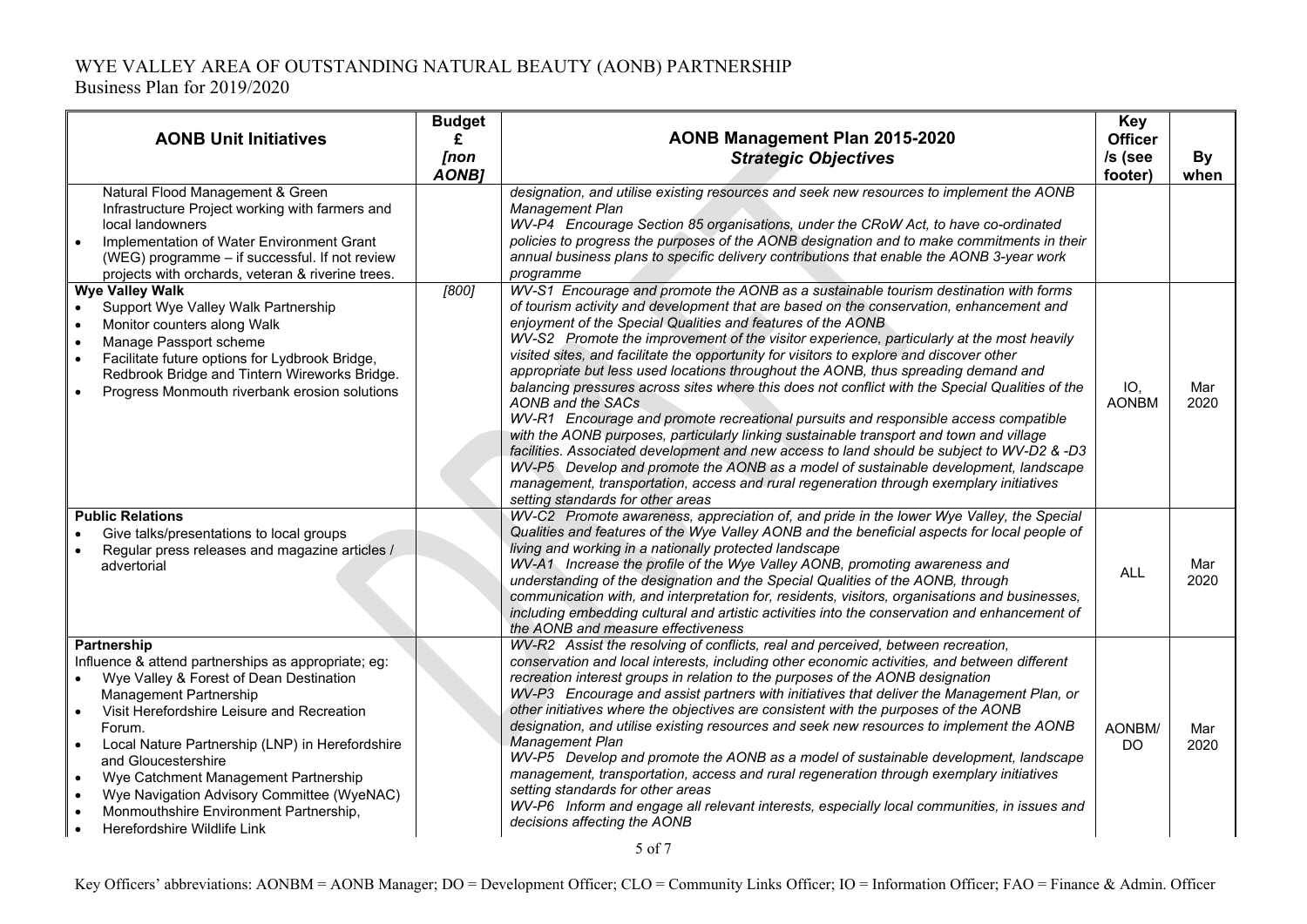# WYE VALLEY AREA OF OUTSTANDING NATURAL BEAUTY (AONB) PARTNERSHIP

Business Plan for 2019/2020

| AONB Unit Initiatives | Budget £ *[non AONB]* | AONB Management Plan 2015-2020 *Strategic Objectives* | Key Officer /s (see footer) | By when |
|---|---|---|---|---|
| Natural Flood Management & Green Infrastructure Project working with farmers and local landowners<br>• Implementation of Water Environment Grant (WEG) programme – if successful. If not review projects with orchards, veteran & riverine trees. | | *designation, and utilise existing resources and seek new resources to implement the AONB Management Plan*<br>*WV-P4 Encourage Section 85 organisations, under the CRoW Act, to have co-ordinated policies to progress the purposes of the AONB designation and to make commitments in their annual business plans to specific delivery contributions that enable the AONB 3-year work programme* | | |
| **Wye Valley Walk**<br>• Support Wye Valley Walk Partnership<br>• Monitor counters along Walk<br>• Manage Passport scheme<br>• Facilitate future options for Lydbrook Bridge, Redbrook Bridge and Tintern Wireworks Bridge.<br>• Progress Monmouth riverbank erosion solutions | *[800]* | *WV-S1 Encourage and promote the AONB as a sustainable tourism destination with forms of tourism activity and development that are based on the conservation, enhancement and enjoyment of the Special Qualities and features of the AONB*<br>*WV-S2 Promote the improvement of the visitor experience, particularly at the most heavily visited sites, and facilitate the opportunity for visitors to explore and discover other appropriate but less used locations throughout the AONB, thus spreading demand and balancing pressures across sites where this does not conflict with the Special Qualities of the AONB and the SACs*<br>*WV-R1 Encourage and promote recreational pursuits and responsible access compatible with the AONB purposes, particularly linking sustainable transport and town and village facilities. Associated development and new access to land should be subject to WV-D2 & -D3*<br>*WV-P5 Develop and promote the AONB as a model of sustainable development, landscape management, transportation, access and rural regeneration through exemplary initiatives setting standards for other areas* | IO, AONBM | Mar 2020 |
| **Public Relations**<br>• Give talks/presentations to local groups<br>• Regular press releases and magazine articles / advertorial | | *WV-C2 Promote awareness, appreciation of, and pride in the lower Wye Valley, the Special Qualities and features of the Wye Valley AONB and the beneficial aspects for local people of living and working in a nationally protected landscape*<br>*WV-A1 Increase the profile of the Wye Valley AONB, promoting awareness and understanding of the designation and the Special Qualities of the AONB, through communication with, and interpretation for, residents, visitors, organisations and businesses, including embedding cultural and artistic activities into the conservation and enhancement of the AONB and measure effectiveness* | ALL | Mar 2020 |
| **Partnership**<br>Influence & attend partnerships as appropriate; eg:<br>• Wye Valley & Forest of Dean Destination Management Partnership<br>• Visit Herefordshire Leisure and Recreation Forum.<br>• Local Nature Partnership (LNP) in Herefordshire and Gloucestershire<br>• Wye Catchment Management Partnership<br>• Wye Navigation Advisory Committee (WyeNAC)<br>• Monmouthshire Environment Partnership,<br>• Herefordshire Wildlife Link | | *WV-R2 Assist the resolving of conflicts, real and perceived, between recreation, conservation and local interests, including other economic activities, and between different recreation interest groups in relation to the purposes of the AONB designation*<br>*WV-P3 Encourage and assist partners with initiatives that deliver the Management Plan, or other initiatives where the objectives are consistent with the purposes of the AONB designation, and utilise existing resources and seek new resources to implement the AONB Management Plan*<br>*WV-P5 Develop and promote the AONB as a model of sustainable development, landscape management, transportation, access and rural regeneration through exemplary initiatives setting standards for other areas*<br>*WV-P6 Inform and engage all relevant interests, especially local communities, in issues and decisions affecting the AONB* | AONBM/ DO | Mar 2020 |

Key Officers' abbreviations: AONBM = AONB Manager; DO = Development Officer; CLO = Community Links Officer; IO = Information Officer; FAO = Finance & Admin. Officer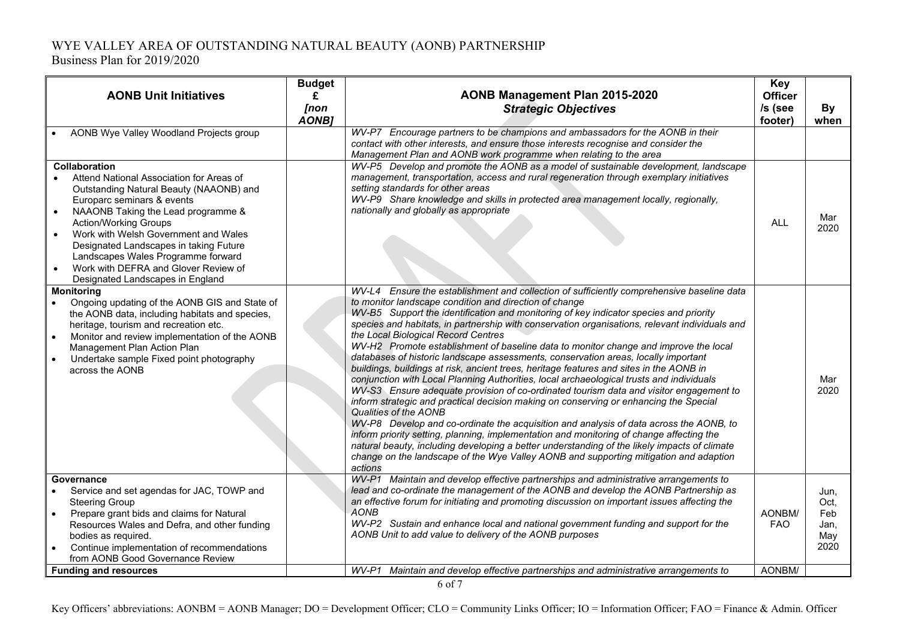# WYE VALLEY AREA OF OUTSTANDING NATURAL BEAUTY (AONB) PARTNERSHIP

Business Plan for 2019/2020

| AONB Unit Initiatives | Budget £ *[non AONB]* | AONB Management Plan 2015-2020 ***Strategic Objectives*** | Key Officer /s (see footer) | By when |
|---|---|---|---|---|
| • AONB Wye Valley Woodland Projects group | | *WV-P7 Encourage partners to be champions and ambassadors for the AONB in their contact with other interests, and ensure those interests recognise and consider the Management Plan and AONB work programme when relating to the area* | | |
| **Collaboration**<br>• Attend National Association for Areas of Outstanding Natural Beauty (NAAONB) and Europarc seminars & events<br>• NAAONB Taking the Lead programme & Action/Working Groups<br>• Work with Welsh Government and Wales Designated Landscapes in taking Future Landscapes Wales Programme forward<br>• Work with DEFRA and Glover Review of Designated Landscapes in England | | *WV-P5 Develop and promote the AONB as a model of sustainable development, landscape management, transportation, access and rural regeneration through exemplary initiatives setting standards for other areas*<br>*WV-P9 Share knowledge and skills in protected area management locally, regionally, nationally and globally as appropriate* | ALL | Mar 2020 |
| **Monitoring**<br>• Ongoing updating of the AONB GIS and State of the AONB data, including habitats and species, heritage, tourism and recreation etc.<br>• Monitor and review implementation of the AONB Management Plan Action Plan<br>• Undertake sample Fixed point photography across the AONB | | *WV-L4 Ensure the establishment and collection of sufficiently comprehensive baseline data to monitor landscape condition and direction of change*<br>*WV-B5 Support the identification and monitoring of key indicator species and priority species and habitats, in partnership with conservation organisations, relevant individuals and the Local Biological Record Centres*<br>*WV-H2 Promote establishment of baseline data to monitor change and improve the local databases of historic landscape assessments, conservation areas, locally important buildings, buildings at risk, ancient trees, heritage features and sites in the AONB in conjunction with Local Planning Authorities, local archaeological trusts and individuals*<br>*WV-S3 Ensure adequate provision of co-ordinated tourism data and visitor engagement to inform strategic and practical decision making on conserving or enhancing the Special Qualities of the AONB*<br>*WV-P8 Develop and co-ordinate the acquisition and analysis of data across the AONB, to inform priority setting, planning, implementation and monitoring of change affecting the natural beauty, including developing a better understanding of the likely impacts of climate change on the landscape of the Wye Valley AONB and supporting mitigation and adaption actions* | | Mar 2020 |
| **Governance**<br>• Service and set agendas for JAC, TOWP and Steering Group<br>• Prepare grant bids and claims for Natural Resources Wales and Defra, and other funding bodies as required.<br>• Continue implementation of recommendations from AONB Good Governance Review | | *WV-P1 Maintain and develop effective partnerships and administrative arrangements to lead and co-ordinate the management of the AONB and develop the AONB Partnership as an effective forum for initiating and promoting discussion on important issues affecting the AONB*<br>*WV-P2 Sustain and enhance local and national government funding and support for the AONB Unit to add value to delivery of the AONB purposes* | AONBM/ FAO | Jun, Oct, Feb Jan, May 2020 |
| **Funding and resources** | | *WV-P1 Maintain and develop effective partnerships and administrative arrangements to* | AONBM/ | |

Key Officers' abbreviations: AONBM = AONB Manager; DO = Development Officer; CLO = Community Links Officer; IO = Information Officer; FAO = Finance & Admin. Officer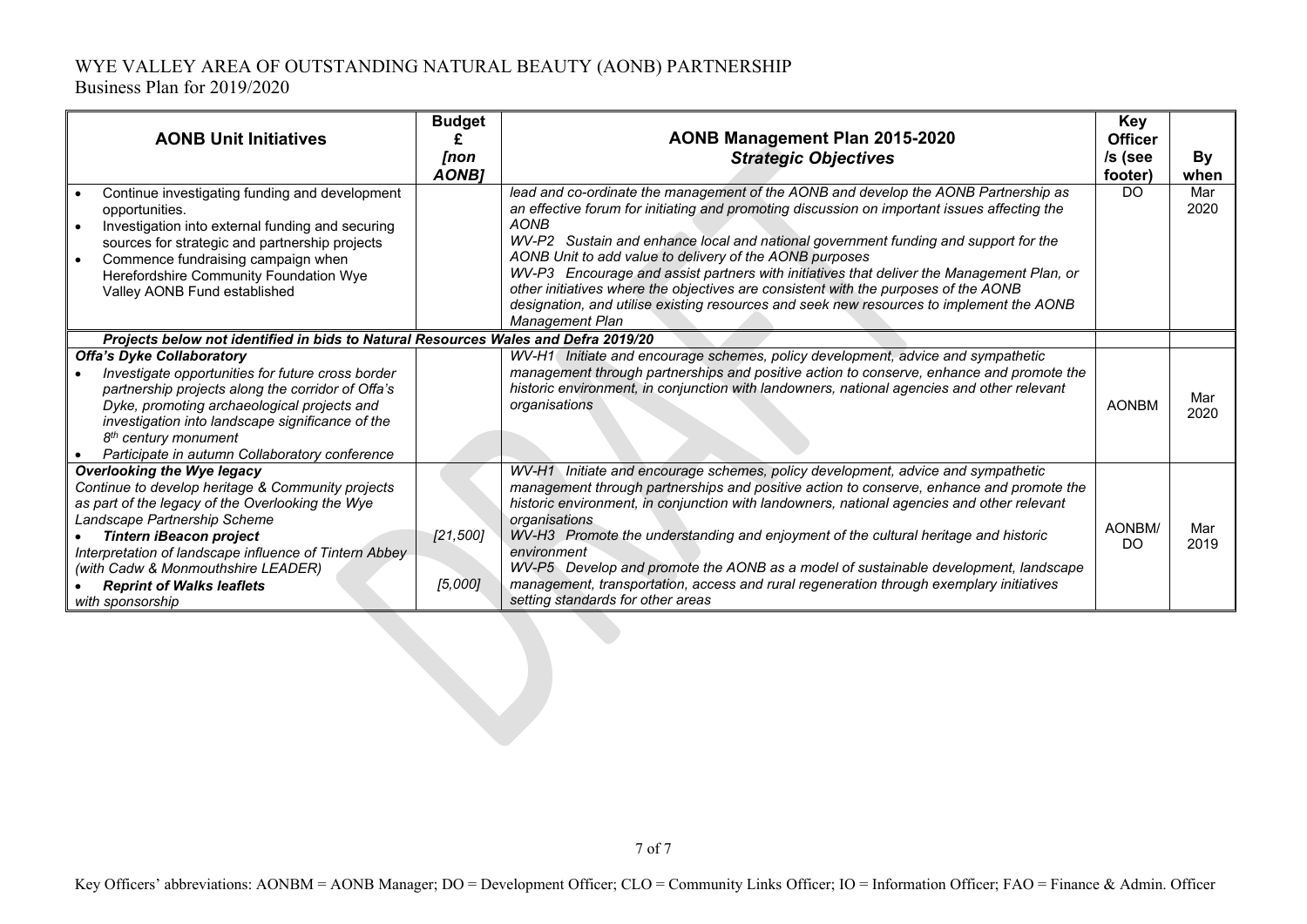# WYE VALLEY AREA OF OUTSTANDING NATURAL BEAUTY (AONB) PARTNERSHIP

Business Plan for 2019/2020

| AONB Unit Initiatives | Budget £ *[non AONB]* | AONB Management Plan 2015-2020 *Strategic Objectives* | Key Officer /s (see footer) | By when |
|---|---|---|---|---|
| • Continue investigating funding and development opportunities.<br>• Investigation into external funding and securing sources for strategic and partnership projects<br>• Commence fundraising campaign when Herefordshire Community Foundation Wye Valley AONB Fund established | | *lead and co-ordinate the management of the AONB and develop the AONB Partnership as an effective forum for initiating and promoting discussion on important issues affecting the AONB*<br>*WV-P2 Sustain and enhance local and national government funding and support for the AONB Unit to add value to delivery of the AONB purposes*<br>*WV-P3 Encourage and assist partners with initiatives that deliver the Management Plan, or other initiatives where the objectives are consistent with the purposes of the AONB designation, and utilise existing resources and seek new resources to implement the AONB Management Plan* | DO | Mar 2020 |
| ***Projects below not identified in bids to Natural Resources Wales and Defra 2019/20*** | | | | |
| ***Offa's Dyke Collaboratory***<br>• *Investigate opportunities for future cross border partnership projects along the corridor of Offa's Dyke, promoting archaeological projects and investigation into landscape significance of the 8th century monument*<br>• *Participate in autumn Collaboratory conference* | | *WV-H1 Initiate and encourage schemes, policy development, advice and sympathetic management through partnerships and positive action to conserve, enhance and promote the historic environment, in conjunction with landowners, national agencies and other relevant organisations* | AONBM | Mar 2020 |
| ***Overlooking the Wye legacy***<br>*Continue to develop heritage & Community projects as part of the legacy of the Overlooking the Wye Landscape Partnership Scheme*<br>• ***Tintern iBeacon project***<br>*Interpretation of landscape influence of Tintern Abbey (with Cadw & Monmouthshire LEADER)*<br>• ***Reprint of Walks leaflets***<br>*with sponsorship* | *[21,500]*<br><br>*[5,000]* | *WV-H1 Initiate and encourage schemes, policy development, advice and sympathetic management through partnerships and positive action to conserve, enhance and promote the historic environment, in conjunction with landowners, national agencies and other relevant organisations*<br>*WV-H3 Promote the understanding and enjoyment of the cultural heritage and historic environment*<br>*WV-P5 Develop and promote the AONB as a model of sustainable development, landscape management, transportation, access and rural regeneration through exemplary initiatives setting standards for other areas* | AONBM/ DO | Mar 2019 |

Key Officers' abbreviations: AONBM = AONB Manager; DO = Development Officer; CLO = Community Links Officer; IO = Information Officer; FAO = Finance & Admin. Officer